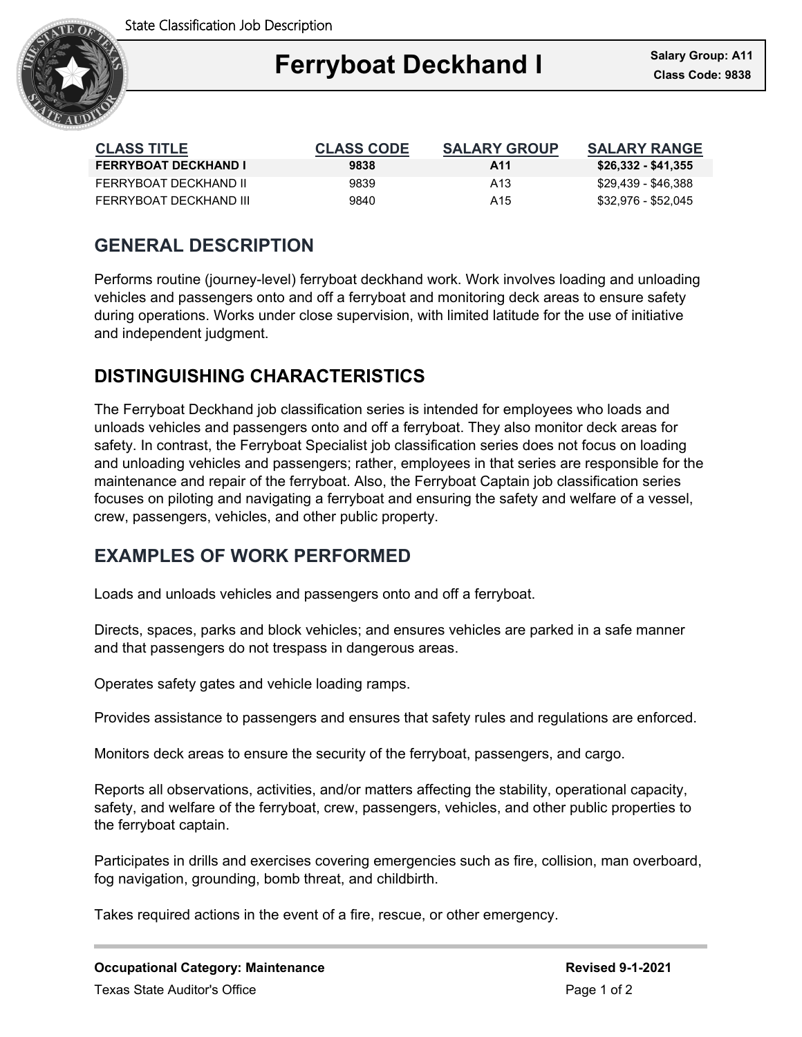State Classification Job Description

# Ferryboat Deckhand I

**Salary Group: A11**
**Class Code: 9838**

| CLASS TITLE | CLASS CODE | SALARY GROUP | SALARY RANGE |
|---|---|---|---|
| **FERRYBOAT DECKHAND I** | **9838** | **A11** | **$26,332 - $41,355** |
| FERRYBOAT DECKHAND II | 9839 | A13 | $29,439 - $46,388 |
| FERRYBOAT DECKHAND III | 9840 | A15 | $32,976 - $52,045 |

## GENERAL DESCRIPTION

Performs routine (journey-level) ferryboat deckhand work. Work involves loading and unloading vehicles and passengers onto and off a ferryboat and monitoring deck areas to ensure safety during operations. Works under close supervision, with limited latitude for the use of initiative and independent judgment.

## DISTINGUISHING CHARACTERISTICS

The Ferryboat Deckhand job classification series is intended for employees who loads and unloads vehicles and passengers onto and off a ferryboat. They also monitor deck areas for safety. In contrast, the Ferryboat Specialist job classification series does not focus on loading and unloading vehicles and passengers; rather, employees in that series are responsible for the maintenance and repair of the ferryboat. Also, the Ferryboat Captain job classification series focuses on piloting and navigating a ferryboat and ensuring the safety and welfare of a vessel, crew, passengers, vehicles, and other public property.

## EXAMPLES OF WORK PERFORMED

Loads and unloads vehicles and passengers onto and off a ferryboat.

Directs, spaces, parks and block vehicles; and ensures vehicles are parked in a safe manner and that passengers do not trespass in dangerous areas.

Operates safety gates and vehicle loading ramps.

Provides assistance to passengers and ensures that safety rules and regulations are enforced.

Monitors deck areas to ensure the security of the ferryboat, passengers, and cargo.

Reports all observations, activities, and/or matters affecting the stability, operational capacity, safety, and welfare of the ferryboat, crew, passengers, vehicles, and other public properties to the ferryboat captain.

Participates in drills and exercises covering emergencies such as fire, collision, man overboard, fog navigation, grounding, bomb threat, and childbirth.

Takes required actions in the event of a fire, rescue, or other emergency.

**Occupational Category: Maintenance**

**Revised 9-1-2021**

Texas State Auditor's Office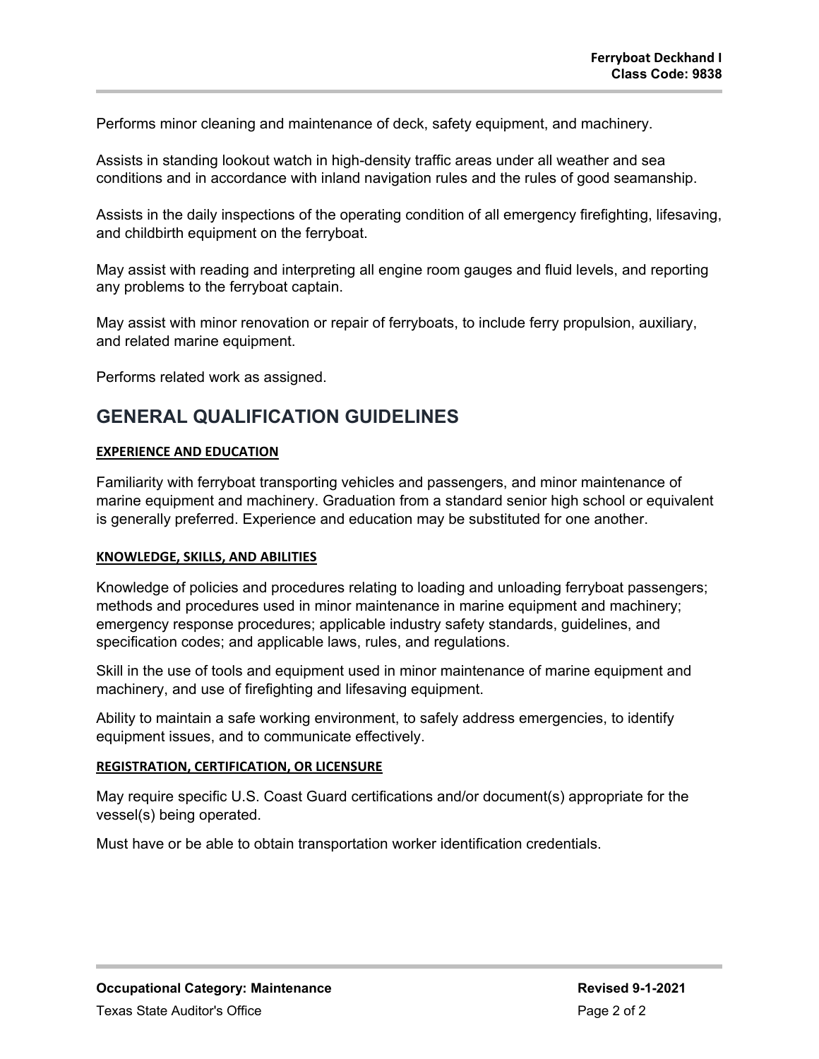Performs minor cleaning and maintenance of deck, safety equipment, and machinery.

Assists in standing lookout watch in high-density traffic areas under all weather and sea conditions and in accordance with inland navigation rules and the rules of good seamanship.

Assists in the daily inspections of the operating condition of all emergency firefighting, lifesaving, and childbirth equipment on the ferryboat.

May assist with reading and interpreting all engine room gauges and fluid levels, and reporting any problems to the ferryboat captain.

May assist with minor renovation or repair of ferryboats, to include ferry propulsion, auxiliary, and related marine equipment.

Performs related work as assigned.

## GENERAL QUALIFICATION GUIDELINES

### EXPERIENCE AND EDUCATION

Familiarity with ferryboat transporting vehicles and passengers, and minor maintenance of marine equipment and machinery. Graduation from a standard senior high school or equivalent is generally preferred. Experience and education may be substituted for one another.

### KNOWLEDGE, SKILLS, AND ABILITIES

Knowledge of policies and procedures relating to loading and unloading ferryboat passengers; methods and procedures used in minor maintenance in marine equipment and machinery; emergency response procedures; applicable industry safety standards, guidelines, and specification codes; and applicable laws, rules, and regulations.

Skill in the use of tools and equipment used in minor maintenance of marine equipment and machinery, and use of firefighting and lifesaving equipment.

Ability to maintain a safe working environment, to safely address emergencies, to identify equipment issues, and to communicate effectively.

### REGISTRATION, CERTIFICATION, OR LICENSURE

May require specific U.S. Coast Guard certifications and/or document(s) appropriate for the vessel(s) being operated.

Must have or be able to obtain transportation worker identification credentials.